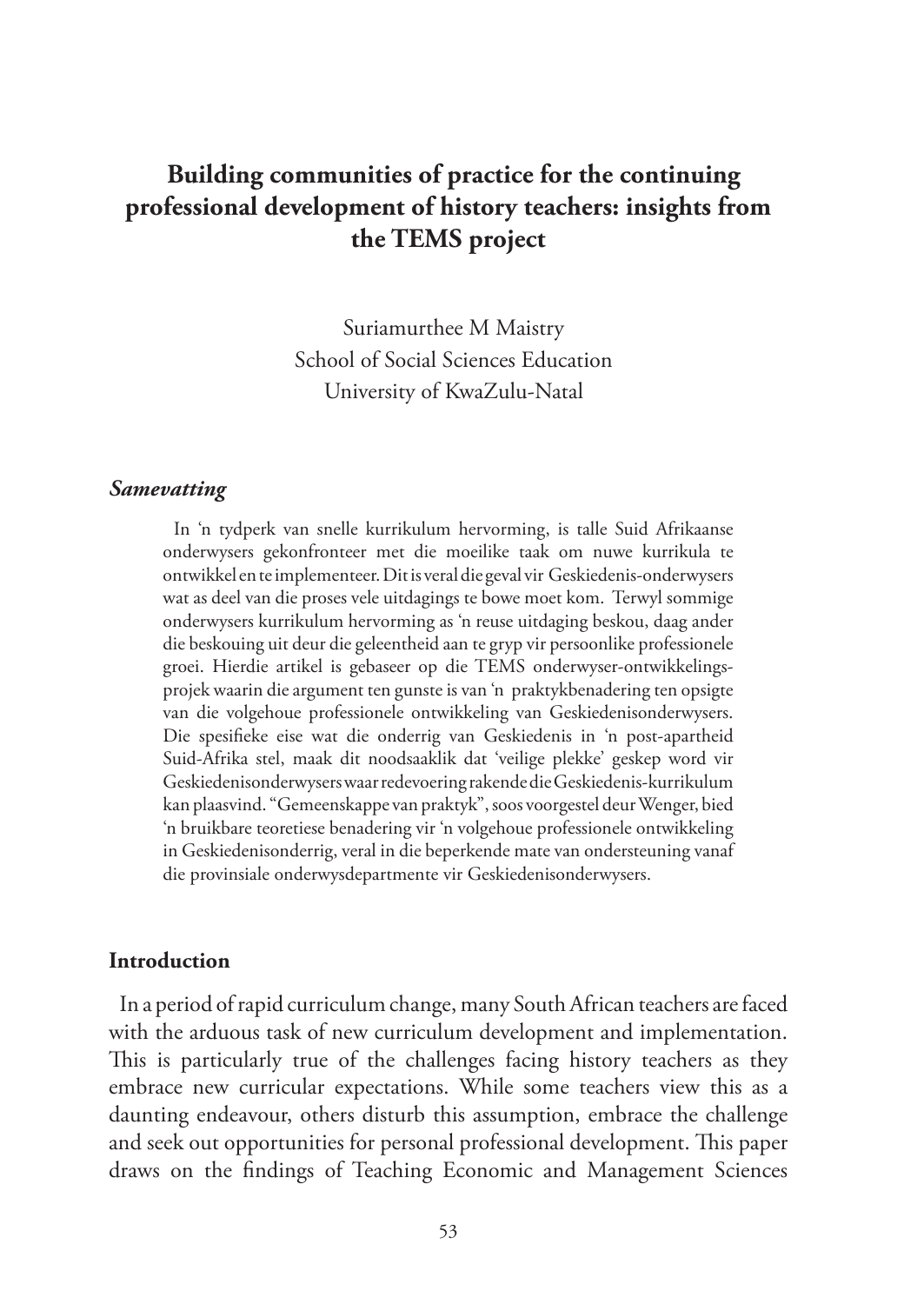# Building communities of practice for the continuing professional development of history teachers: insights from the TEMS project

Suriamurthee M Maistry
School of Social Sciences Education
University of KwaZulu-Natal

### *Samevatting*

In 'n tydperk van snelle kurrikulum hervorming, is talle Suid Afrikaanse onderwysers gekonfronteer met die moeilike taak om nuwe kurrikula te ontwikkel en te implementeer. Dit is veral die geval vir Geskiedenis-onderwysers wat as deel van die proses vele uitdagings te bowe moet kom. Terwyl sommige onderwysers kurrikulum hervorming as 'n reuse uitdaging beskou, daag ander die beskouing uit deur die geleentheid aan te gryp vir persoonlike professionele groei. Hierdie artikel is gebaseer op die TEMS onderwyser-ontwikkelings-projek waarin die argument ten gunste is van 'n praktykbenadering ten opsigte van die volgehoue professionele ontwikkeling van Geskiedenisonderwysers. Die spesifieke eise wat die onderrig van Geskiedenis in 'n post-apartheid Suid-Afrika stel, maak dit noodsaaklik dat 'veilige plekke' geskep word vir Geskiedenisonderwysers waar redevoering rakende die Geskiedenis-kurrikulum kan plaasvind. "Gemeenskappe van praktyk", soos voorgestel deur Wenger, bied 'n bruikbare teoretiese benadering vir 'n volgehoue professionele ontwikkeling in Geskiedenisonderrig, veral in die beperkende mate van ondersteuning vanaf die provinsiale onderwysdepartmente vir Geskiedenisonderwysers.

## Introduction

In a period of rapid curriculum change, many South African teachers are faced with the arduous task of new curriculum development and implementation. This is particularly true of the challenges facing history teachers as they embrace new curricular expectations. While some teachers view this as a daunting endeavour, others disturb this assumption, embrace the challenge and seek out opportunities for personal professional development. This paper draws on the findings of Teaching Economic and Management Sciences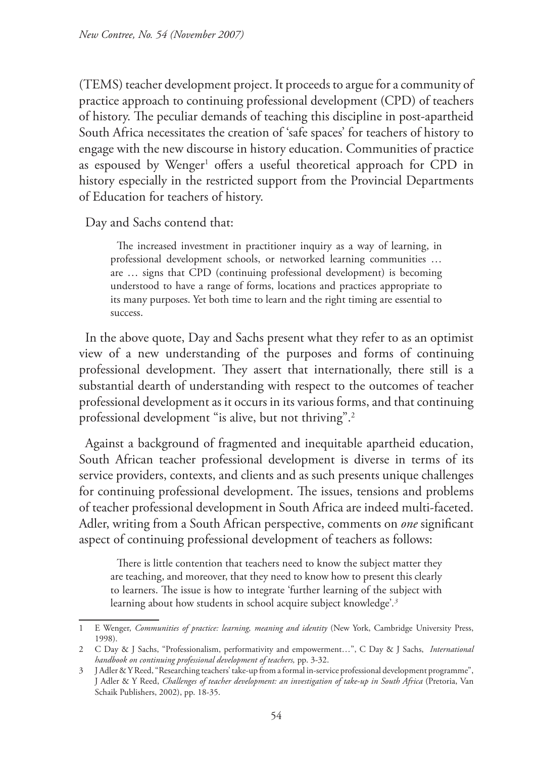(TEMS) teacher development project. It proceeds to argue for a community of practice approach to continuing professional development (CPD) of teachers of history. The peculiar demands of teaching this discipline in post-apartheid South Africa necessitates the creation of 'safe spaces' for teachers of history to engage with the new discourse in history education. Communities of practice as espoused by Wenger[1] offers a useful theoretical approach for CPD in history especially in the restricted support from the Provincial Departments of Education for teachers of history.

Day and Sachs contend that:

> The increased investment in practitioner inquiry as a way of learning, in professional development schools, or networked learning communities … are … signs that CPD (continuing professional development) is becoming understood to have a range of forms, locations and practices appropriate to its many purposes. Yet both time to learn and the right timing are essential to success.

In the above quote, Day and Sachs present what they refer to as an optimist view of a new understanding of the purposes and forms of continuing professional development. They assert that internationally, there still is a substantial dearth of understanding with respect to the outcomes of teacher professional development as it occurs in its various forms, and that continuing professional development "is alive, but not thriving".[2]

Against a background of fragmented and inequitable apartheid education, South African teacher professional development is diverse in terms of its service providers, contexts, and clients and as such presents unique challenges for continuing professional development. The issues, tensions and problems of teacher professional development in South Africa are indeed multi-faceted. Adler, writing from a South African perspective, comments on *one* significant aspect of continuing professional development of teachers as follows:

> There is little contention that teachers need to know the subject matter they are teaching, and moreover, that they need to know how to present this clearly to learners. The issue is how to integrate 'further learning of the subject with learning about how students in school acquire subject knowledge'.[3]

---

1 E Wenger, *Communities of practice: learning, meaning and identity* (New York, Cambridge University Press, 1998).

2 C Day & J Sachs, "Professionalism, performativity and empowerment…", C Day & J Sachs, *International handbook on continuing professional development of teachers,* pp. 3-32.

3 J Adler & Y Reed, "Researching teachers' take-up from a formal in-service professional development programme", J Adler & Y Reed, *Challenges of teacher development: an investigation of take-up in South Africa* (Pretoria, Van Schaik Publishers, 2002), pp. 18-35.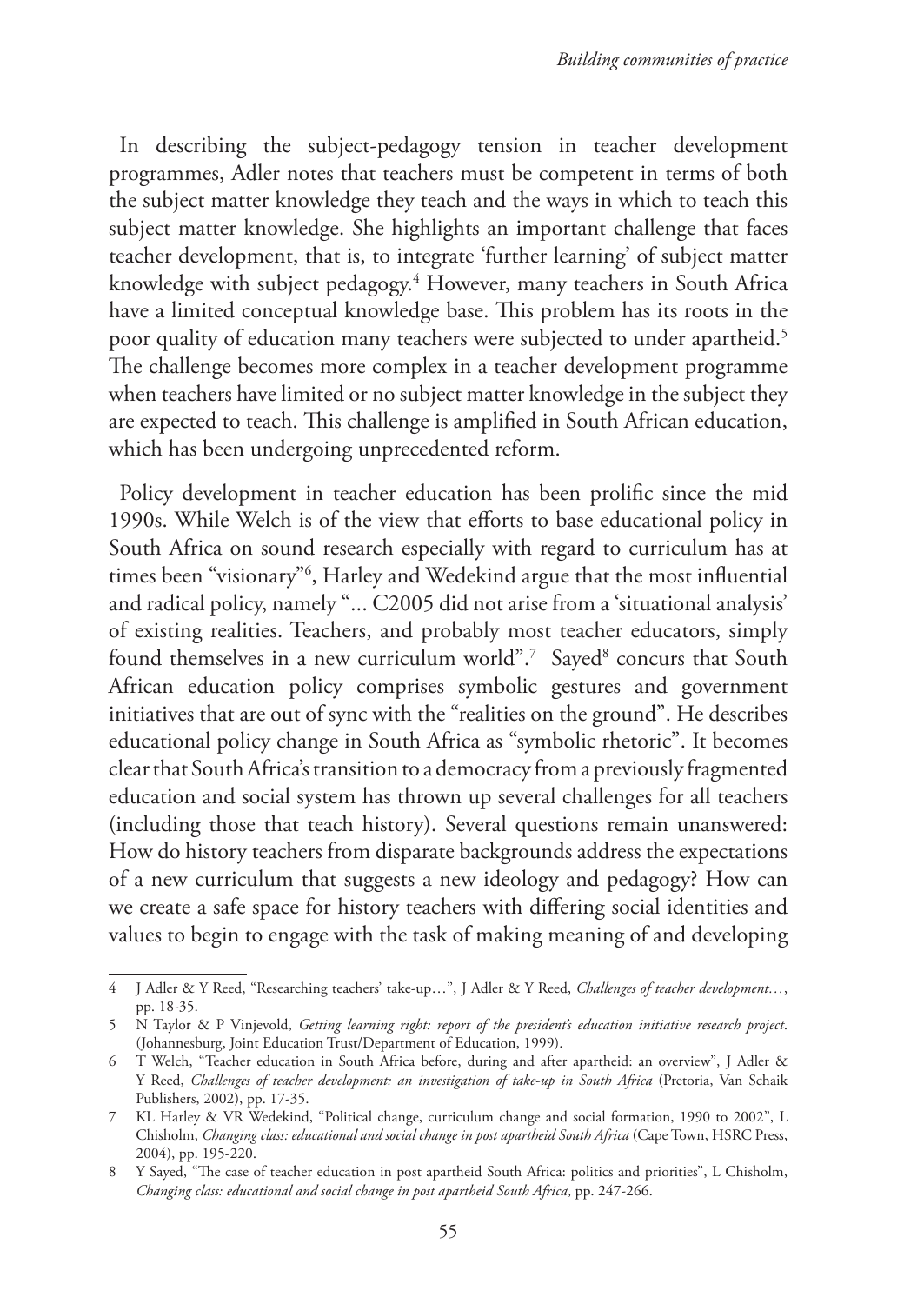In describing the subject-pedagogy tension in teacher development programmes, Adler notes that teachers must be competent in terms of both the subject matter knowledge they teach and the ways in which to teach this subject matter knowledge. She highlights an important challenge that faces teacher development, that is, to integrate 'further learning' of subject matter knowledge with subject pedagogy.[4] However, many teachers in South Africa have a limited conceptual knowledge base. This problem has its roots in the poor quality of education many teachers were subjected to under apartheid.[5] The challenge becomes more complex in a teacher development programme when teachers have limited or no subject matter knowledge in the subject they are expected to teach. This challenge is amplified in South African education, which has been undergoing unprecedented reform.

Policy development in teacher education has been prolific since the mid 1990s. While Welch is of the view that efforts to base educational policy in South Africa on sound research especially with regard to curriculum has at times been "visionary"[6], Harley and Wedekind argue that the most influential and radical policy, namely "... C2005 did not arise from a 'situational analysis' of existing realities. Teachers, and probably most teacher educators, simply found themselves in a new curriculum world".[7] Sayed[8] concurs that South African education policy comprises symbolic gestures and government initiatives that are out of sync with the "realities on the ground". He describes educational policy change in South Africa as "symbolic rhetoric". It becomes clear that South Africa's transition to a democracy from a previously fragmented education and social system has thrown up several challenges for all teachers (including those that teach history). Several questions remain unanswered: How do history teachers from disparate backgrounds address the expectations of a new curriculum that suggests a new ideology and pedagogy? How can we create a safe space for history teachers with differing social identities and values to begin to engage with the task of making meaning of and developing

---

4 J Adler & Y Reed, "Researching teachers' take-up…", J Adler & Y Reed, *Challenges of teacher development…*, pp. 18-35.

5 N Taylor & P Vinjevold, *Getting learning right: report of the president's education initiative research project*. (Johannesburg, Joint Education Trust/Department of Education, 1999).

6 T Welch, "Teacher education in South Africa before, during and after apartheid: an overview", J Adler & Y Reed, *Challenges of teacher development: an investigation of take-up in South Africa* (Pretoria, Van Schaik Publishers, 2002), pp. 17-35.

7 KL Harley & VR Wedekind, "Political change, curriculum change and social formation, 1990 to 2002", L Chisholm, *Changing class: educational and social change in post apartheid South Africa* (Cape Town, HSRC Press, 2004), pp. 195-220.

8 Y Sayed, "The case of teacher education in post apartheid South Africa: politics and priorities", L Chisholm, *Changing class: educational and social change in post apartheid South Africa*, pp. 247-266.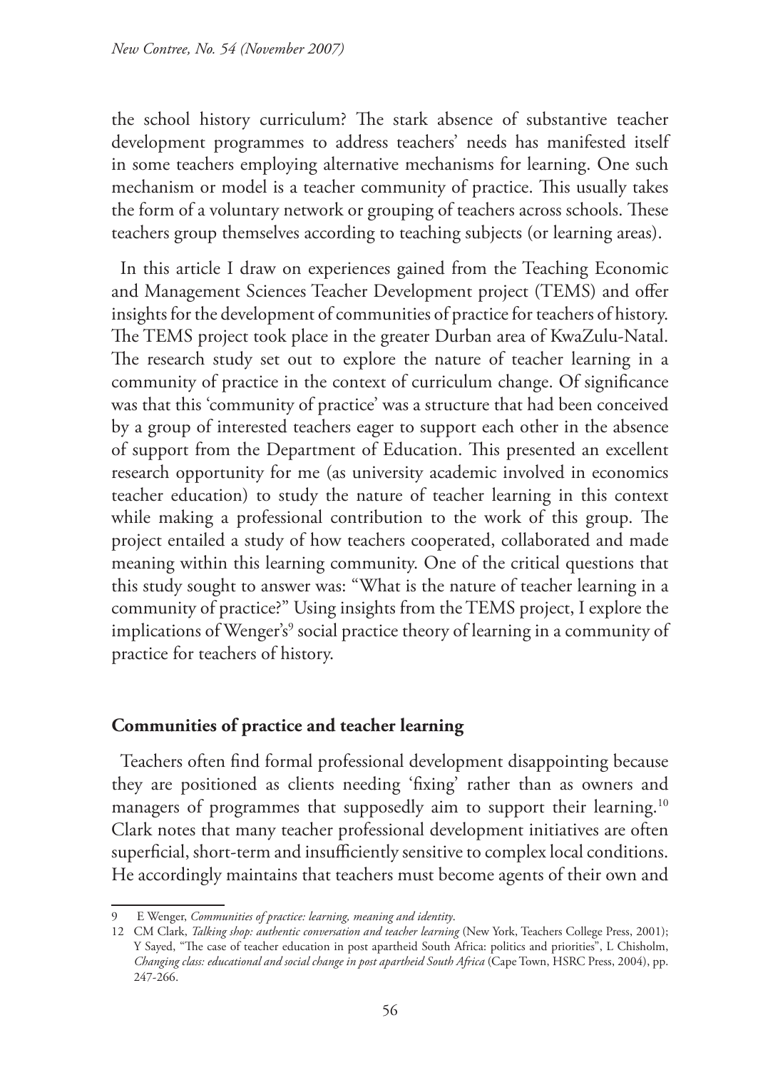the school history curriculum? The stark absence of substantive teacher development programmes to address teachers' needs has manifested itself in some teachers employing alternative mechanisms for learning. One such mechanism or model is a teacher community of practice. This usually takes the form of a voluntary network or grouping of teachers across schools. These teachers group themselves according to teaching subjects (or learning areas).

In this article I draw on experiences gained from the Teaching Economic and Management Sciences Teacher Development project (TEMS) and offer insights for the development of communities of practice for teachers of history. The TEMS project took place in the greater Durban area of KwaZulu-Natal. The research study set out to explore the nature of teacher learning in a community of practice in the context of curriculum change. Of significance was that this 'community of practice' was a structure that had been conceived by a group of interested teachers eager to support each other in the absence of support from the Department of Education. This presented an excellent research opportunity for me (as university academic involved in economics teacher education) to study the nature of teacher learning in this context while making a professional contribution to the work of this group. The project entailed a study of how teachers cooperated, collaborated and made meaning within this learning community. One of the critical questions that this study sought to answer was: "What is the nature of teacher learning in a community of practice?" Using insights from the TEMS project, I explore the implications of Wenger's[9] social practice theory of learning in a community of practice for teachers of history.

## Communities of practice and teacher learning

Teachers often find formal professional development disappointing because they are positioned as clients needing 'fixing' rather than as owners and managers of programmes that supposedly aim to support their learning.[10] Clark notes that many teacher professional development initiatives are often superficial, short-term and insufficiently sensitive to complex local conditions. He accordingly maintains that teachers must become agents of their own and

---

9 E Wenger, *Communities of practice: learning, meaning and identity*.

12 CM Clark, *Talking shop: authentic conversation and teacher learning* (New York, Teachers College Press, 2001); Y Sayed, "The case of teacher education in post apartheid South Africa: politics and priorities", L Chisholm, *Changing class: educational and social change in post apartheid South Africa* (Cape Town, HSRC Press, 2004), pp. 247-266.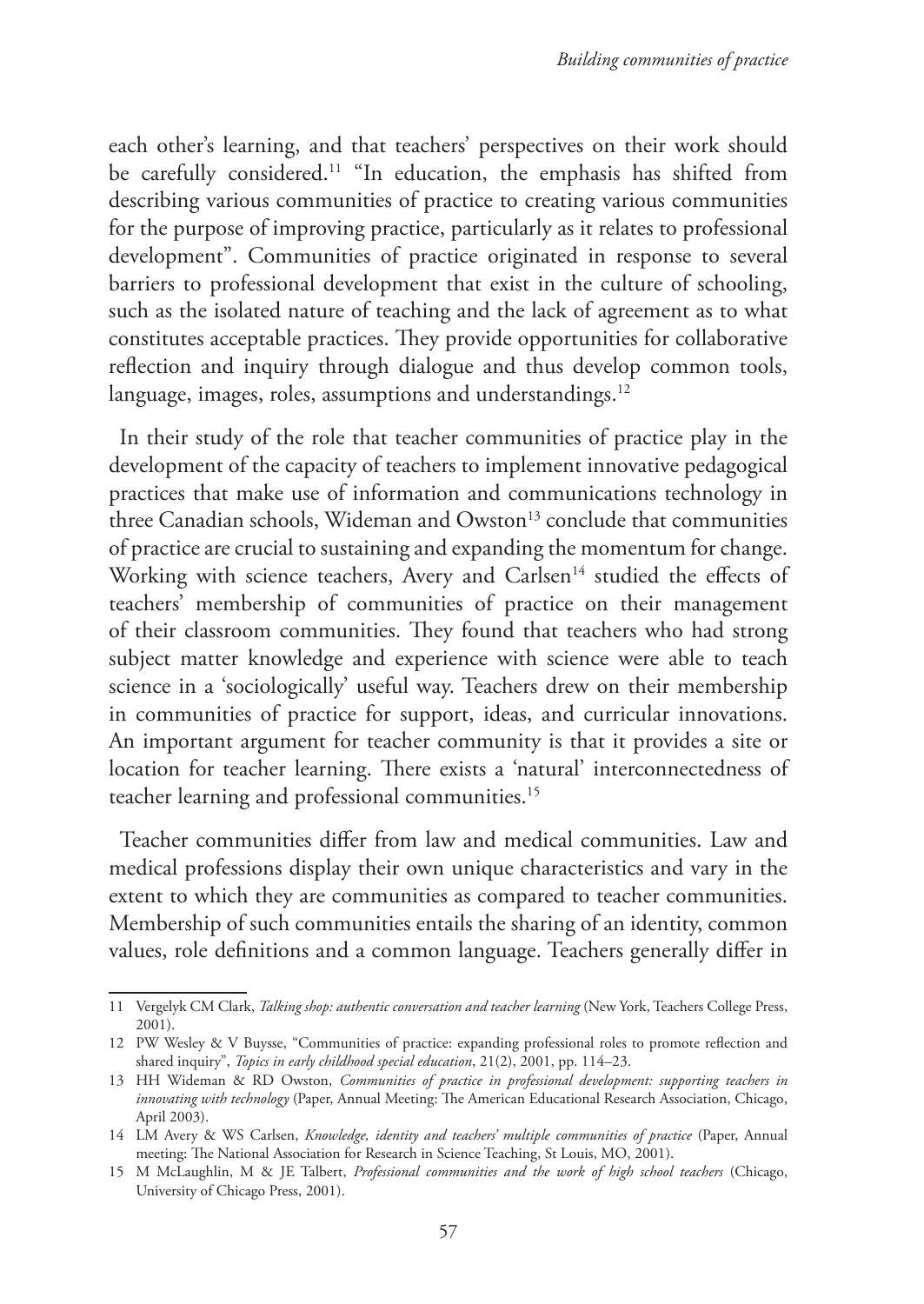each other's learning, and that teachers' perspectives on their work should be carefully considered.[11] "In education, the emphasis has shifted from describing various communities of practice to creating various communities for the purpose of improving practice, particularly as it relates to professional development". Communities of practice originated in response to several barriers to professional development that exist in the culture of schooling, such as the isolated nature of teaching and the lack of agreement as to what constitutes acceptable practices. They provide opportunities for collaborative reflection and inquiry through dialogue and thus develop common tools, language, images, roles, assumptions and understandings.[12]

In their study of the role that teacher communities of practice play in the development of the capacity of teachers to implement innovative pedagogical practices that make use of information and communications technology in three Canadian schools, Wideman and Owston[13] conclude that communities of practice are crucial to sustaining and expanding the momentum for change. Working with science teachers, Avery and Carlsen[14] studied the effects of teachers' membership of communities of practice on their management of their classroom communities. They found that teachers who had strong subject matter knowledge and experience with science were able to teach science in a 'sociologically' useful way. Teachers drew on their membership in communities of practice for support, ideas, and curricular innovations. An important argument for teacher community is that it provides a site or location for teacher learning. There exists a 'natural' interconnectedness of teacher learning and professional communities.[15]

Teacher communities differ from law and medical communities. Law and medical professions display their own unique characteristics and vary in the extent to which they are communities as compared to teacher communities. Membership of such communities entails the sharing of an identity, common values, role definitions and a common language. Teachers generally differ in

---

11 Vergelyk CM Clark, *Talking shop: authentic conversation and teacher learning* (New York, Teachers College Press, 2001).

12 PW Wesley & V Buysse, "Communities of practice: expanding professional roles to promote reflection and shared inquiry", *Topics in early childhood special education*, 21(2), 2001, pp. 114–23.

13 HH Wideman & RD Owston, *Communities of practice in professional development: supporting teachers in innovating with technology* (Paper, Annual Meeting: The American Educational Research Association, Chicago, April 2003).

14 LM Avery & WS Carlsen, *Knowledge, identity and teachers' multiple communities of practice* (Paper, Annual meeting: The National Association for Research in Science Teaching, St Louis, MO, 2001).

15 M McLaughlin, M & JE Talbert, *Professional communities and the work of high school teachers* (Chicago, University of Chicago Press, 2001).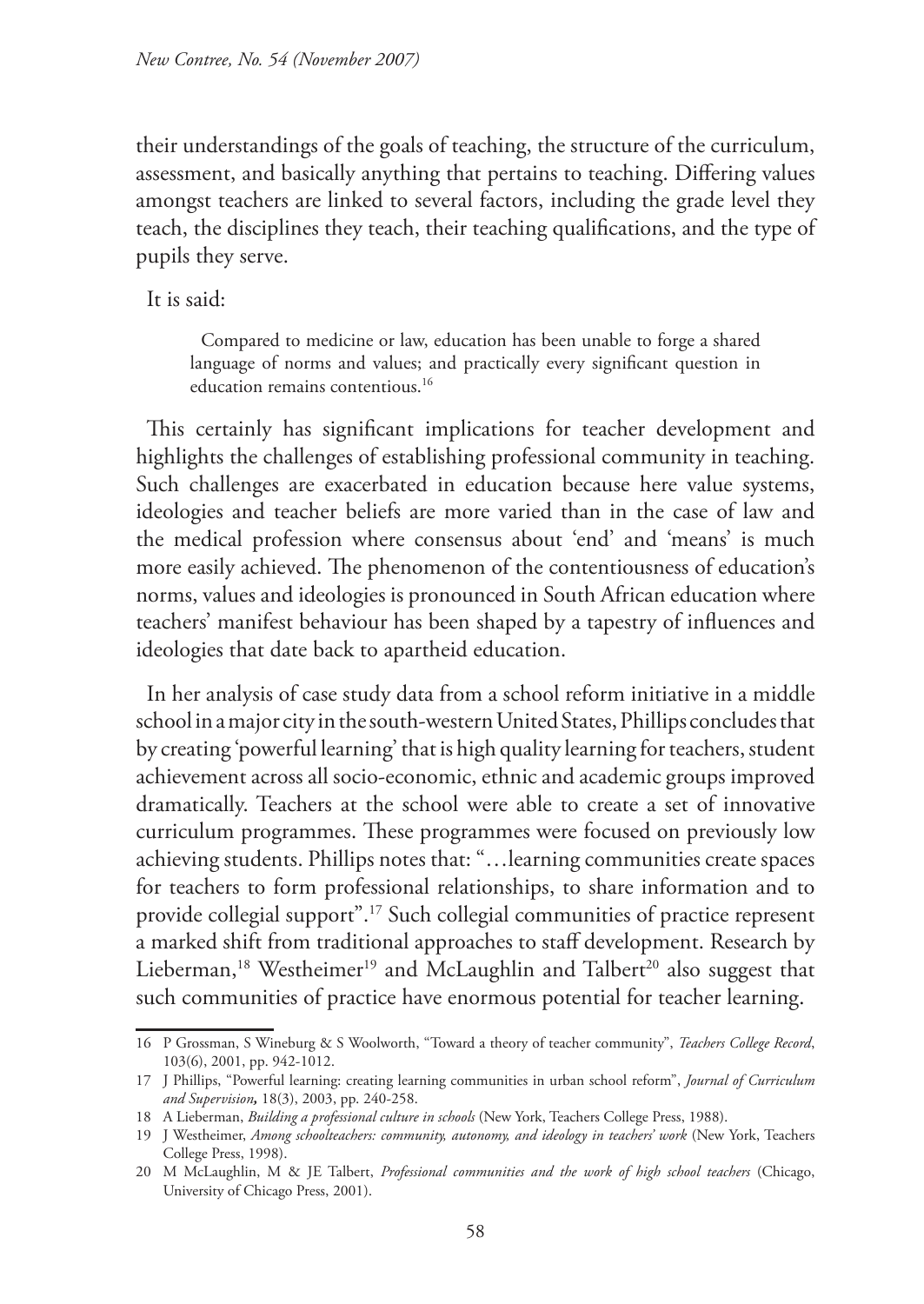their understandings of the goals of teaching, the structure of the curriculum, assessment, and basically anything that pertains to teaching. Differing values amongst teachers are linked to several factors, including the grade level they teach, the disciplines they teach, their teaching qualifications, and the type of pupils they serve.

It is said:

> Compared to medicine or law, education has been unable to forge a shared language of norms and values; and practically every significant question in education remains contentious.[16]

This certainly has significant implications for teacher development and highlights the challenges of establishing professional community in teaching. Such challenges are exacerbated in education because here value systems, ideologies and teacher beliefs are more varied than in the case of law and the medical profession where consensus about 'end' and 'means' is much more easily achieved. The phenomenon of the contentiousness of education's norms, values and ideologies is pronounced in South African education where teachers' manifest behaviour has been shaped by a tapestry of influences and ideologies that date back to apartheid education.

In her analysis of case study data from a school reform initiative in a middle school in a major city in the south-western United States, Phillips concludes that by creating 'powerful learning' that is high quality learning for teachers, student achievement across all socio-economic, ethnic and academic groups improved dramatically. Teachers at the school were able to create a set of innovative curriculum programmes. These programmes were focused on previously low achieving students. Phillips notes that: "…learning communities create spaces for teachers to form professional relationships, to share information and to provide collegial support".[17] Such collegial communities of practice represent a marked shift from traditional approaches to staff development. Research by Lieberman,[18] Westheimer[19] and McLaughlin and Talbert[20] also suggest that such communities of practice have enormous potential for teacher learning.

---

16 P Grossman, S Wineburg & S Woolworth, "Toward a theory of teacher community", *Teachers College Record*, 103(6), 2001, pp. 942-1012.

17 J Phillips, "Powerful learning: creating learning communities in urban school reform", *Journal of Curriculum and Supervision*, 18(3), 2003, pp. 240-258.

18 A Lieberman, *Building a professional culture in schools* (New York, Teachers College Press, 1988).

19 J Westheimer, *Among schoolteachers: community, autonomy, and ideology in teachers' work* (New York, Teachers College Press, 1998).

20 M McLaughlin, M & JE Talbert, *Professional communities and the work of high school teachers* (Chicago, University of Chicago Press, 2001).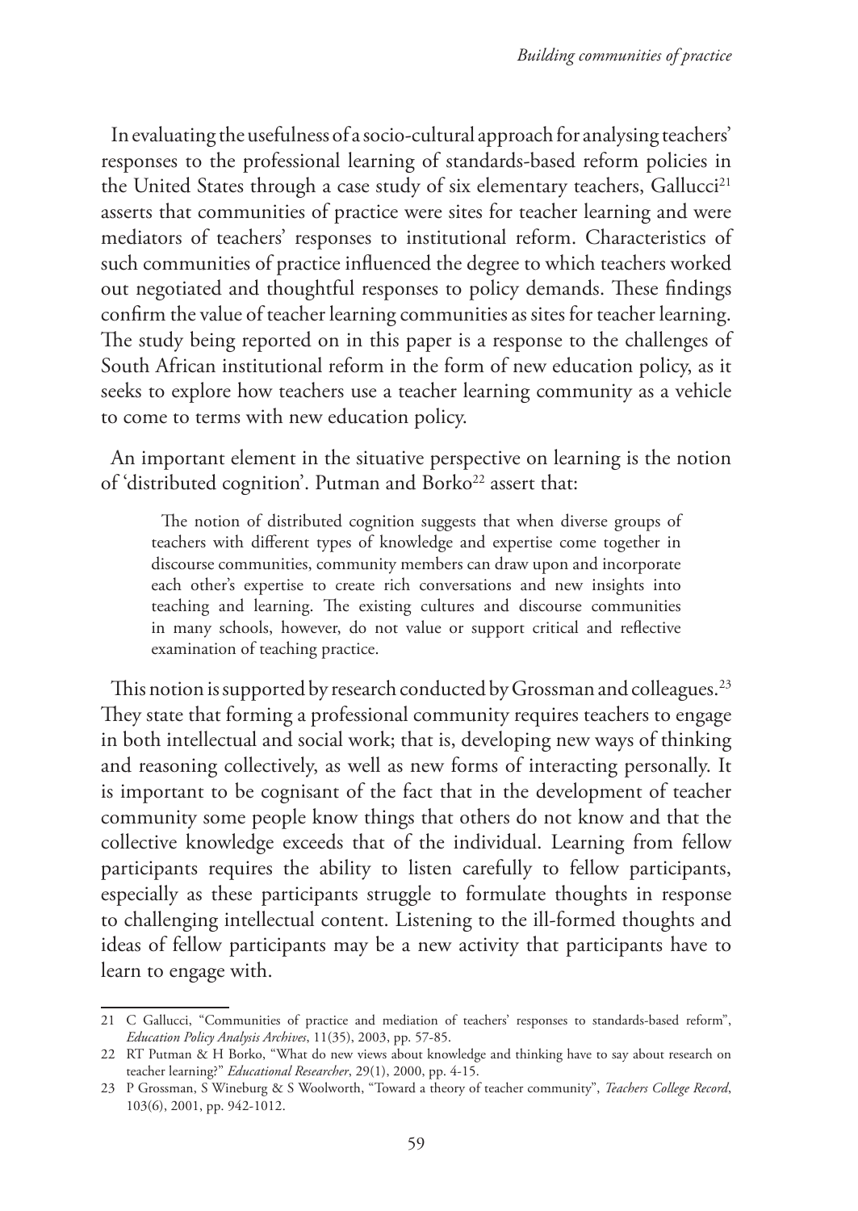In evaluating the usefulness of a socio-cultural approach for analysing teachers' responses to the professional learning of standards-based reform policies in the United States through a case study of six elementary teachers, Gallucci[21] asserts that communities of practice were sites for teacher learning and were mediators of teachers' responses to institutional reform. Characteristics of such communities of practice influenced the degree to which teachers worked out negotiated and thoughtful responses to policy demands. These findings confirm the value of teacher learning communities as sites for teacher learning. The study being reported on in this paper is a response to the challenges of South African institutional reform in the form of new education policy, as it seeks to explore how teachers use a teacher learning community as a vehicle to come to terms with new education policy.

An important element in the situative perspective on learning is the notion of 'distributed cognition'. Putman and Borko[22] assert that:

> The notion of distributed cognition suggests that when diverse groups of teachers with different types of knowledge and expertise come together in discourse communities, community members can draw upon and incorporate each other's expertise to create rich conversations and new insights into teaching and learning. The existing cultures and discourse communities in many schools, however, do not value or support critical and reflective examination of teaching practice.

This notion is supported by research conducted by Grossman and colleagues.[23] They state that forming a professional community requires teachers to engage in both intellectual and social work; that is, developing new ways of thinking and reasoning collectively, as well as new forms of interacting personally. It is important to be cognisant of the fact that in the development of teacher community some people know things that others do not know and that the collective knowledge exceeds that of the individual. Learning from fellow participants requires the ability to listen carefully to fellow participants, especially as these participants struggle to formulate thoughts in response to challenging intellectual content. Listening to the ill-formed thoughts and ideas of fellow participants may be a new activity that participants have to learn to engage with.

---

21 C Gallucci, "Communities of practice and mediation of teachers' responses to standards-based reform", *Education Policy Analysis Archives*, 11(35), 2003, pp. 57-85.

22 RT Putman & H Borko, "What do new views about knowledge and thinking have to say about research on teacher learning?" *Educational Researcher*, 29(1), 2000, pp. 4-15.

23 P Grossman, S Wineburg & S Woolworth, "Toward a theory of teacher community", *Teachers College Record*, 103(6), 2001, pp. 942-1012.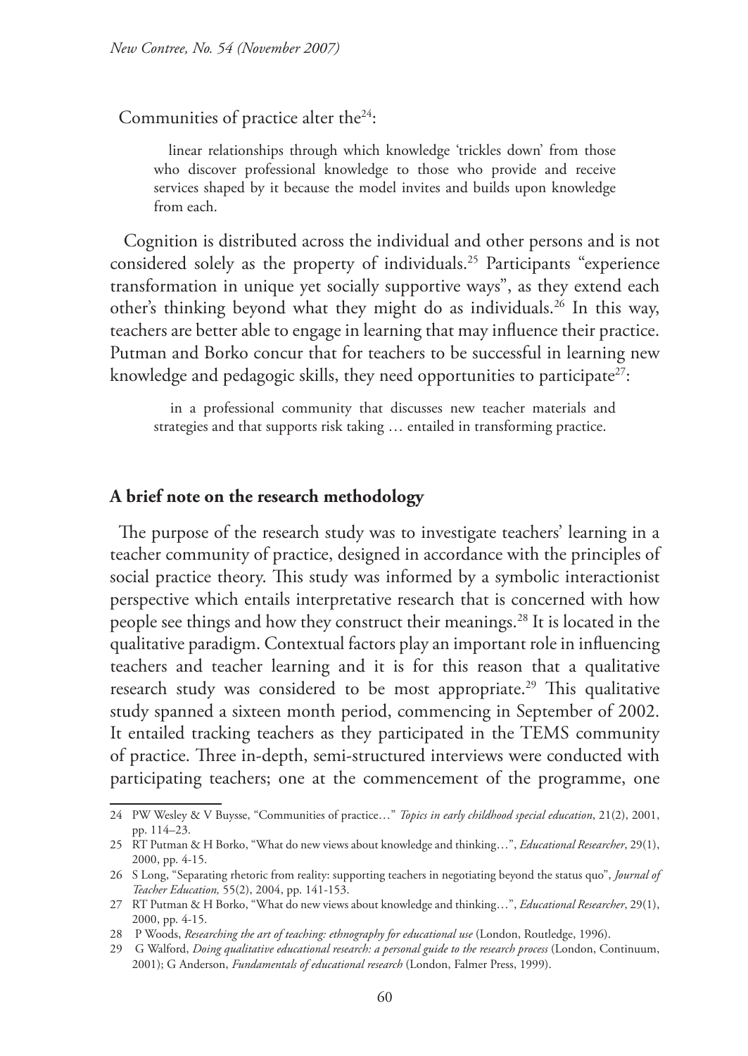Communities of practice alter the[24]:

> linear relationships through which knowledge 'trickles down' from those who discover professional knowledge to those who provide and receive services shaped by it because the model invites and builds upon knowledge from each.

Cognition is distributed across the individual and other persons and is not considered solely as the property of individuals.[25] Participants "experience transformation in unique yet socially supportive ways", as they extend each other's thinking beyond what they might do as individuals.[26] In this way, teachers are better able to engage in learning that may influence their practice. Putman and Borko concur that for teachers to be successful in learning new knowledge and pedagogic skills, they need opportunities to participate[27]:

> in a professional community that discusses new teacher materials and strategies and that supports risk taking … entailed in transforming practice.

## A brief note on the research methodology

The purpose of the research study was to investigate teachers' learning in a teacher community of practice, designed in accordance with the principles of social practice theory. This study was informed by a symbolic interactionist perspective which entails interpretative research that is concerned with how people see things and how they construct their meanings.[28] It is located in the qualitative paradigm. Contextual factors play an important role in influencing teachers and teacher learning and it is for this reason that a qualitative research study was considered to be most appropriate.[29] This qualitative study spanned a sixteen month period, commencing in September of 2002. It entailed tracking teachers as they participated in the TEMS community of practice. Three in-depth, semi-structured interviews were conducted with participating teachers; one at the commencement of the programme, one

---

24 PW Wesley & V Buysse, "Communities of practice…" *Topics in early childhood special education*, 21(2), 2001, pp. 114–23.

25 RT Putman & H Borko, "What do new views about knowledge and thinking…", *Educational Researcher*, 29(1), 2000, pp. 4-15.

26 S Long, "Separating rhetoric from reality: supporting teachers in negotiating beyond the status quo", *Journal of Teacher Education,* 55(2), 2004, pp. 141-153.

27 RT Putman & H Borko, "What do new views about knowledge and thinking…", *Educational Researcher*, 29(1), 2000, pp. 4-15.

28 P Woods, *Researching the art of teaching: ethnography for educational use* (London, Routledge, 1996).

29 G Walford, *Doing qualitative educational research: a personal guide to the research process* (London, Continuum, 2001); G Anderson, *Fundamentals of educational research* (London, Falmer Press, 1999).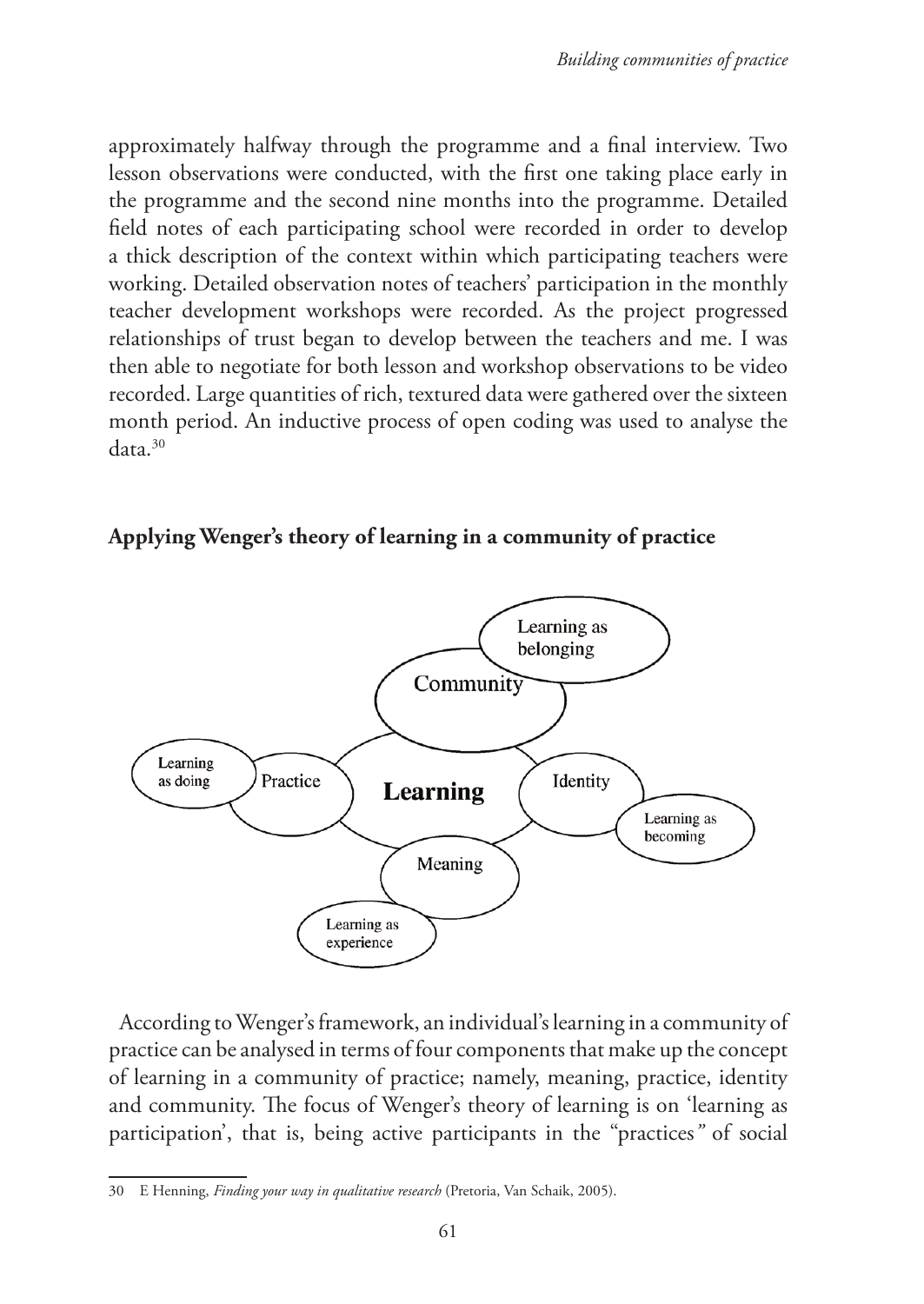approximately halfway through the programme and a final interview. Two lesson observations were conducted, with the first one taking place early in the programme and the second nine months into the programme. Detailed field notes of each participating school were recorded in order to develop a thick description of the context within which participating teachers were working. Detailed observation notes of teachers' participation in the monthly teacher development workshops were recorded. As the project progressed relationships of trust began to develop between the teachers and me. I was then able to negotiate for both lesson and workshop observations to be video recorded. Large quantities of rich, textured data were gathered over the sixteen month period. An inductive process of open coding was used to analyse the data.[30]

## Applying Wenger's theory of learning in a community of practice

Learning as belonging

Community

Learning as doing

Practice

Learning

Identity

Learning as becoming

Meaning

Learning as experience

According to Wenger's framework, an individual's learning in a community of practice can be analysed in terms of four components that make up the concept of learning in a community of practice; namely, meaning, practice, identity and community. The focus of Wenger's theory of learning is on 'learning as participation', that is, being active participants in the "practices" of social

---

30 E Henning, *Finding your way in qualitative research* (Pretoria, Van Schaik, 2005).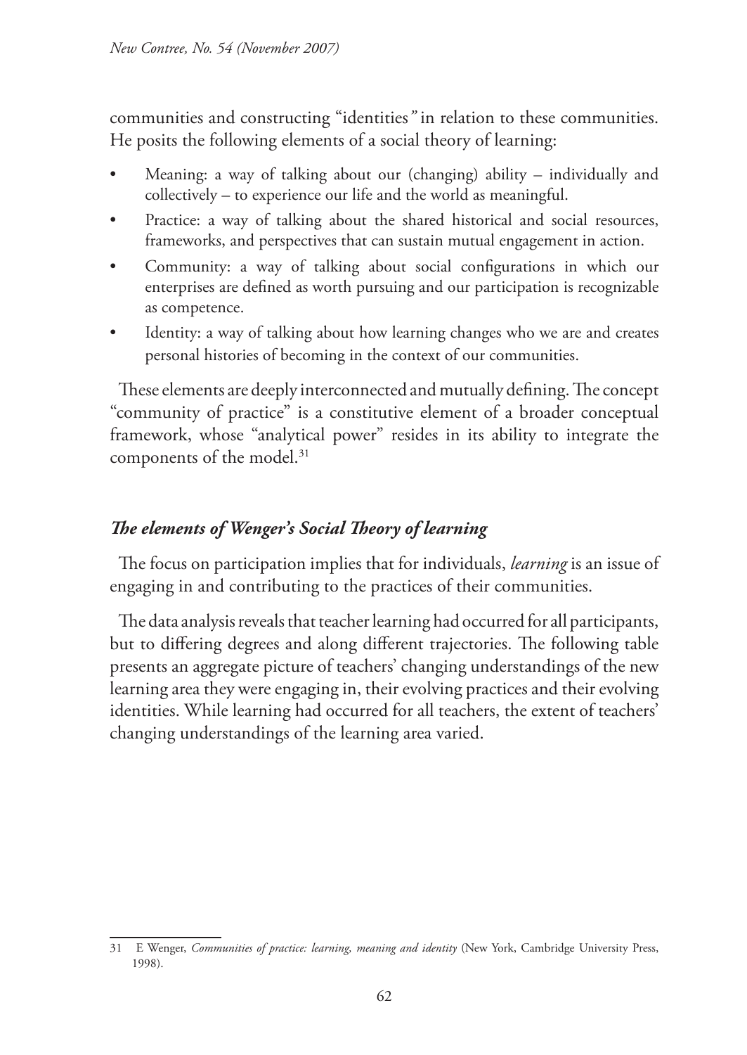communities and constructing "identities*"* in relation to these communities. He posits the following elements of a social theory of learning:

- Meaning: a way of talking about our (changing) ability – individually and collectively – to experience our life and the world as meaningful.
- Practice: a way of talking about the shared historical and social resources, frameworks, and perspectives that can sustain mutual engagement in action.
- Community: a way of talking about social configurations in which our enterprises are defined as worth pursuing and our participation is recognizable as competence.
- Identity: a way of talking about how learning changes who we are and creates personal histories of becoming in the context of our communities.

These elements are deeply interconnected and mutually defining. The concept "community of practice" is a constitutive element of a broader conceptual framework, whose "analytical power" resides in its ability to integrate the components of the model.[31]

### *The elements of Wenger's Social Theory of learning*

The focus on participation implies that for individuals, *learning* is an issue of engaging in and contributing to the practices of their communities.

The data analysis reveals that teacher learning had occurred for all participants, but to differing degrees and along different trajectories. The following table presents an aggregate picture of teachers' changing understandings of the new learning area they were engaging in, their evolving practices and their evolving identities. While learning had occurred for all teachers, the extent of teachers' changing understandings of the learning area varied.

---

31 E Wenger, *Communities of practice: learning, meaning and identity* (New York, Cambridge University Press, 1998).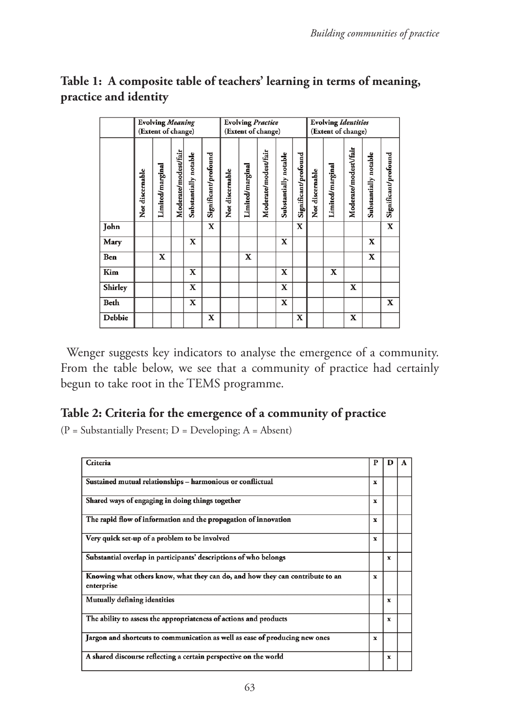**Table 1: A composite table of teachers' learning in terms of meaning, practice and identity**

| | Evolving *Meaning* (Extent of change) | | | | | Evolving *Practice* (Extent of change) | | | | | Evolving *Identities* (Extent of change) | | | | |
|---|---|---|---|---|---|---|---|---|---|---|---|---|---|---|---|
| | Not discernable | Limited/marginal | Moderate/modest/fair | Substantially notable | Significant/profound | Not discernable | Limited/marginal | Moderate/modest/fair | Substantially notable | Significant/profound | Not discernable | Limited/marginal | Moderate/modest\/fair | Substantially notable | Significant/profound |
| **John** | | | | | X | | | | | X | | | | | X |
| **Mary** | | | | X | | | | | X | | | | | X | |
| **Ben** | | X | | | | | X | | | | | | | X | |
| **Kim** | | | | X | | | | | X | | | X | | | |
| **Shirley** | | | | X | | | | | X | | | | X | | |
| **Beth** | | | | X | | | | | X | | | | | | X |
| **Debbie** | | | | | X | | | | | X | | | X | | |

Wenger suggests key indicators to analyse the emergence of a community. From the table below, we see that a community of practice had certainly begun to take root in the TEMS programme.

**Table 2: Criteria for the emergence of a community of practice**

(P = Substantially Present; D = Developing; A = Absent)

| Criteria | P | D | A |
|---|---|---|---|
| Sustained mutual relationships – harmonious or conflictual | x | | |
| Shared ways of engaging in doing things together | x | | |
| The rapid flow of information and the propagation of innovation | x | | |
| Very quick set-up of a problem to be involved | x | | |
| Substantial overlap in participants' descriptions of who belongs | | x | |
| Knowing what others know, what they can do, and how they can contribute to an enterprise | x | | |
| Mutually defining identities | | x | |
| The ability to assess the appropriateness of actions and products | | x | |
| Jargon and shortcuts to communication as well as ease of producing new ones | x | | |
| A shared discourse reflecting a certain perspective on the world | | x | |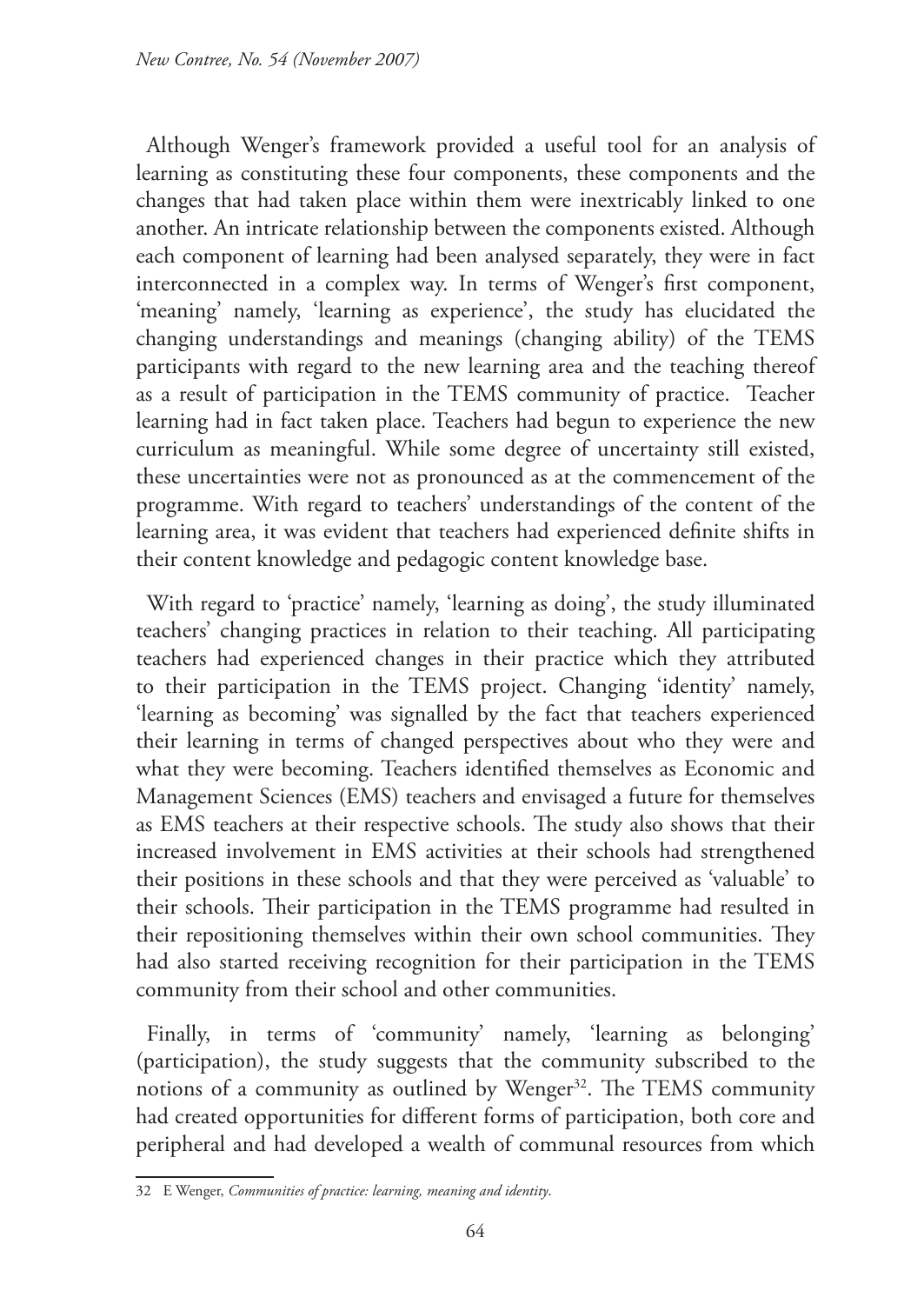Although Wenger's framework provided a useful tool for an analysis of learning as constituting these four components, these components and the changes that had taken place within them were inextricably linked to one another. An intricate relationship between the components existed. Although each component of learning had been analysed separately, they were in fact interconnected in a complex way. In terms of Wenger's first component, 'meaning' namely, 'learning as experience', the study has elucidated the changing understandings and meanings (changing ability) of the TEMS participants with regard to the new learning area and the teaching thereof as a result of participation in the TEMS community of practice. Teacher learning had in fact taken place. Teachers had begun to experience the new curriculum as meaningful. While some degree of uncertainty still existed, these uncertainties were not as pronounced as at the commencement of the programme. With regard to teachers' understandings of the content of the learning area, it was evident that teachers had experienced definite shifts in their content knowledge and pedagogic content knowledge base.

With regard to 'practice' namely, 'learning as doing', the study illuminated teachers' changing practices in relation to their teaching. All participating teachers had experienced changes in their practice which they attributed to their participation in the TEMS project. Changing 'identity' namely, 'learning as becoming' was signalled by the fact that teachers experienced their learning in terms of changed perspectives about who they were and what they were becoming. Teachers identified themselves as Economic and Management Sciences (EMS) teachers and envisaged a future for themselves as EMS teachers at their respective schools. The study also shows that their increased involvement in EMS activities at their schools had strengthened their positions in these schools and that they were perceived as 'valuable' to their schools. Their participation in the TEMS programme had resulted in their repositioning themselves within their own school communities. They had also started receiving recognition for their participation in the TEMS community from their school and other communities.

Finally, in terms of 'community' namely, 'learning as belonging' (participation), the study suggests that the community subscribed to the notions of a community as outlined by Wenger[32]. The TEMS community had created opportunities for different forms of participation, both core and peripheral and had developed a wealth of communal resources from which

32 E Wenger, *Communities of practice: learning, meaning and identity*.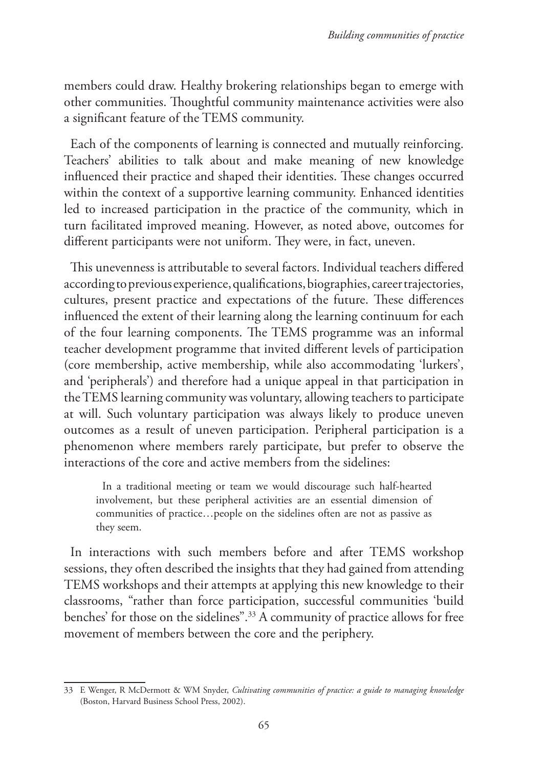members could draw. Healthy brokering relationships began to emerge with other communities. Thoughtful community maintenance activities were also a significant feature of the TEMS community.

Each of the components of learning is connected and mutually reinforcing. Teachers' abilities to talk about and make meaning of new knowledge influenced their practice and shaped their identities. These changes occurred within the context of a supportive learning community. Enhanced identities led to increased participation in the practice of the community, which in turn facilitated improved meaning. However, as noted above, outcomes for different participants were not uniform. They were, in fact, uneven.

This unevenness is attributable to several factors. Individual teachers differed according to previous experience, qualifications, biographies, career trajectories, cultures, present practice and expectations of the future. These differences influenced the extent of their learning along the learning continuum for each of the four learning components. The TEMS programme was an informal teacher development programme that invited different levels of participation (core membership, active membership, while also accommodating 'lurkers', and 'peripherals') and therefore had a unique appeal in that participation in the TEMS learning community was voluntary, allowing teachers to participate at will. Such voluntary participation was always likely to produce uneven outcomes as a result of uneven participation. Peripheral participation is a phenomenon where members rarely participate, but prefer to observe the interactions of the core and active members from the sidelines:

> In a traditional meeting or team we would discourage such half-hearted involvement, but these peripheral activities are an essential dimension of communities of practice…people on the sidelines often are not as passive as they seem.

In interactions with such members before and after TEMS workshop sessions, they often described the insights that they had gained from attending TEMS workshops and their attempts at applying this new knowledge to their classrooms, "rather than force participation, successful communities 'build benches' for those on the sidelines".[33] A community of practice allows for free movement of members between the core and the periphery.

---

33 E Wenger, R McDermott & WM Snyder, *Cultivating communities of practice: a guide to managing knowledge* (Boston, Harvard Business School Press, 2002).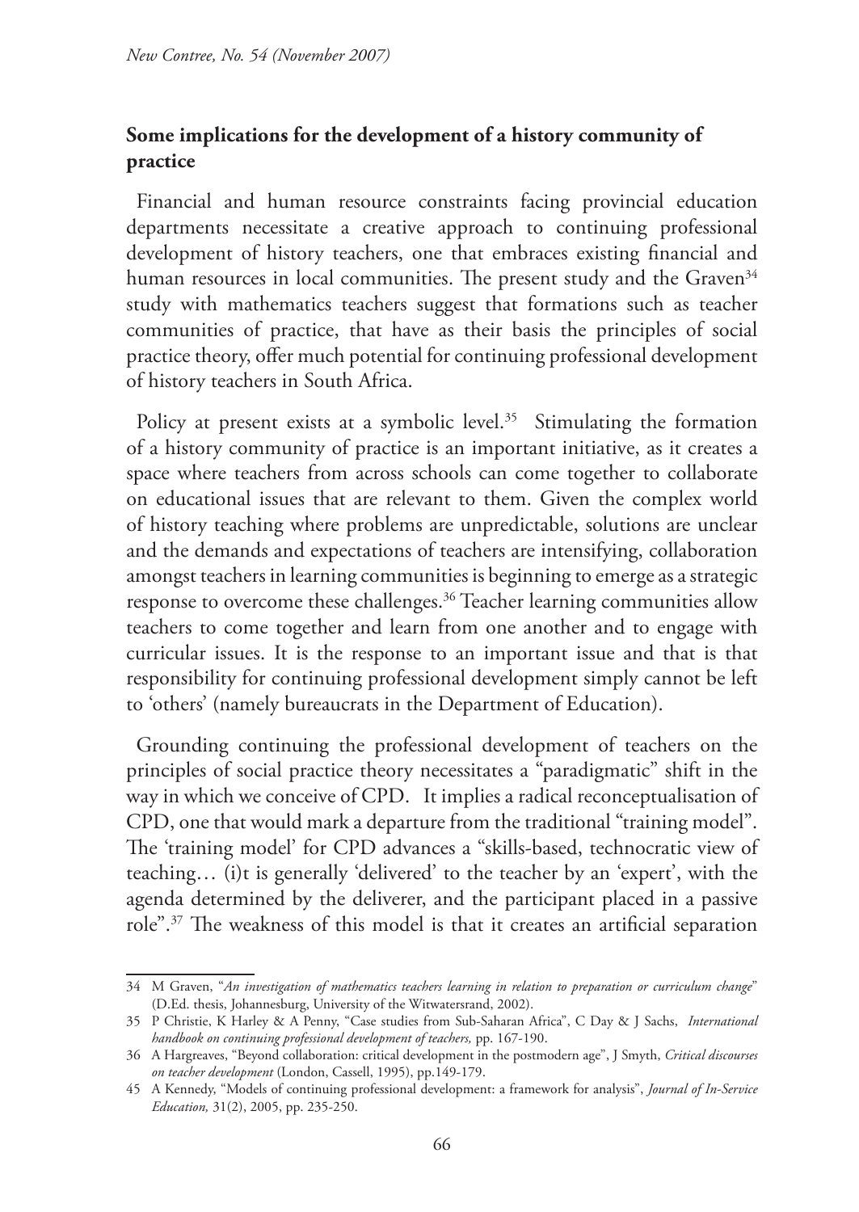## Some implications for the development of a history community of practice

Financial and human resource constraints facing provincial education departments necessitate a creative approach to continuing professional development of history teachers, one that embraces existing financial and human resources in local communities. The present study and the Graven[34] study with mathematics teachers suggest that formations such as teacher communities of practice, that have as their basis the principles of social practice theory, offer much potential for continuing professional development of history teachers in South Africa.

Policy at present exists at a symbolic level.[35] Stimulating the formation of a history community of practice is an important initiative, as it creates a space where teachers from across schools can come together to collaborate on educational issues that are relevant to them. Given the complex world of history teaching where problems are unpredictable, solutions are unclear and the demands and expectations of teachers are intensifying, collaboration amongst teachers in learning communities is beginning to emerge as a strategic response to overcome these challenges.[36] Teacher learning communities allow teachers to come together and learn from one another and to engage with curricular issues. It is the response to an important issue and that is that responsibility for continuing professional development simply cannot be left to 'others' (namely bureaucrats in the Department of Education).

Grounding continuing the professional development of teachers on the principles of social practice theory necessitates a "paradigmatic" shift in the way in which we conceive of CPD. It implies a radical reconceptualisation of CPD, one that would mark a departure from the traditional "training model". The 'training model' for CPD advances a "skills-based, technocratic view of teaching… (i)t is generally 'delivered' to the teacher by an 'expert', with the agenda determined by the deliverer, and the participant placed in a passive role".[37] The weakness of this model is that it creates an artificial separation

---

34 M Graven, "*An investigation of mathematics teachers learning in relation to preparation or curriculum change*" (D.Ed. thesis, Johannesburg, University of the Witwatersrand, 2002).

35 P Christie, K Harley & A Penny, "Case studies from Sub-Saharan Africa", C Day & J Sachs, *International handbook on continuing professional development of teachers,* pp. 167-190.

36 A Hargreaves, "Beyond collaboration: critical development in the postmodern age", J Smyth, *Critical discourses on teacher development* (London, Cassell, 1995), pp.149-179.

45 A Kennedy, "Models of continuing professional development: a framework for analysis", *Journal of In-Service Education,* 31(2), 2005, pp. 235-250.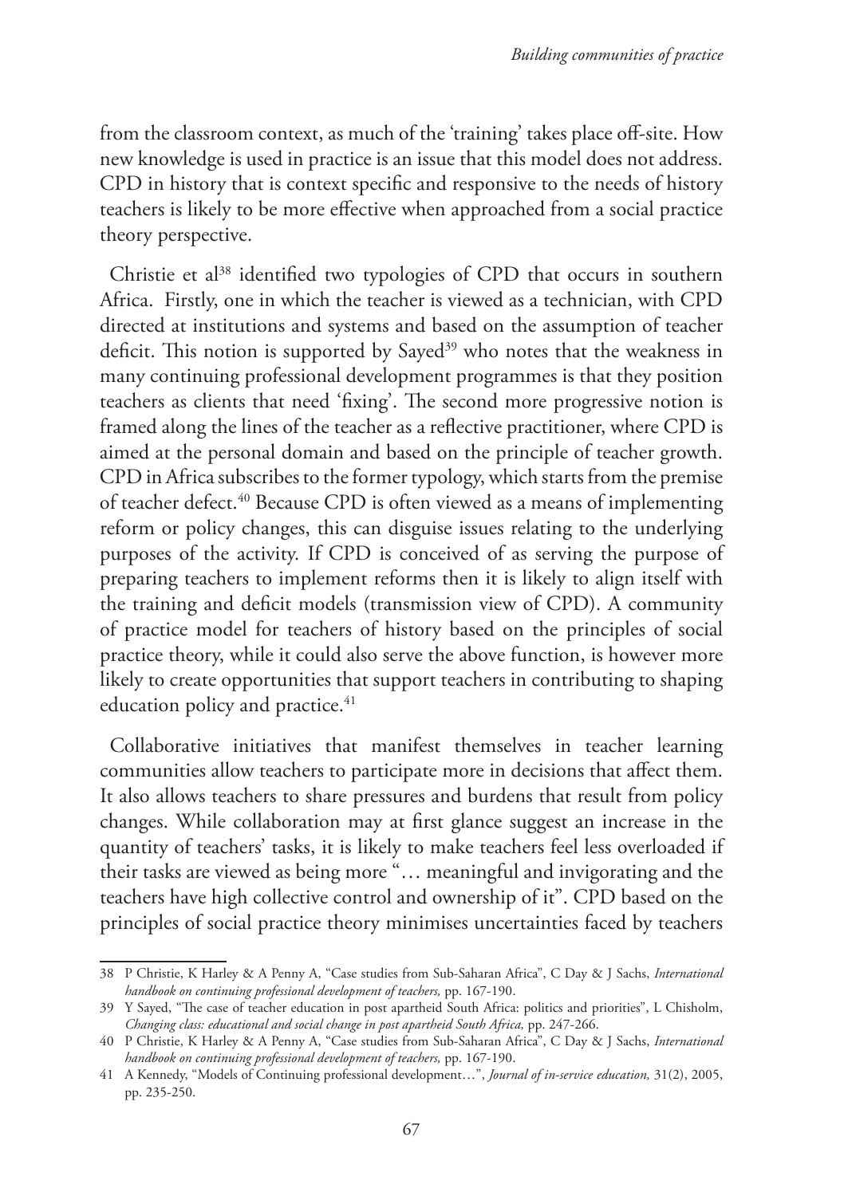from the classroom context, as much of the 'training' takes place off-site. How new knowledge is used in practice is an issue that this model does not address. CPD in history that is context specific and responsive to the needs of history teachers is likely to be more effective when approached from a social practice theory perspective.

Christie et al[38] identified two typologies of CPD that occurs in southern Africa. Firstly, one in which the teacher is viewed as a technician, with CPD directed at institutions and systems and based on the assumption of teacher deficit. This notion is supported by Sayed[39] who notes that the weakness in many continuing professional development programmes is that they position teachers as clients that need 'fixing'. The second more progressive notion is framed along the lines of the teacher as a reflective practitioner, where CPD is aimed at the personal domain and based on the principle of teacher growth. CPD in Africa subscribes to the former typology, which starts from the premise of teacher defect.[40] Because CPD is often viewed as a means of implementing reform or policy changes, this can disguise issues relating to the underlying purposes of the activity. If CPD is conceived of as serving the purpose of preparing teachers to implement reforms then it is likely to align itself with the training and deficit models (transmission view of CPD). A community of practice model for teachers of history based on the principles of social practice theory, while it could also serve the above function, is however more likely to create opportunities that support teachers in contributing to shaping education policy and practice.[41]

Collaborative initiatives that manifest themselves in teacher learning communities allow teachers to participate more in decisions that affect them. It also allows teachers to share pressures and burdens that result from policy changes. While collaboration may at first glance suggest an increase in the quantity of teachers' tasks, it is likely to make teachers feel less overloaded if their tasks are viewed as being more "… meaningful and invigorating and the teachers have high collective control and ownership of it". CPD based on the principles of social practice theory minimises uncertainties faced by teachers

---

38 P Christie, K Harley & A Penny A, "Case studies from Sub-Saharan Africa", C Day & J Sachs, *International handbook on continuing professional development of teachers,* pp. 167-190.

39 Y Sayed, "The case of teacher education in post apartheid South Africa: politics and priorities", L Chisholm, *Changing class: educational and social change in post apartheid South Africa,* pp. 247-266.

40 P Christie, K Harley & A Penny A, "Case studies from Sub-Saharan Africa", C Day & J Sachs, *International handbook on continuing professional development of teachers,* pp. 167-190.

41 A Kennedy, "Models of Continuing professional development…", *Journal of in-service education,* 31(2), 2005, pp. 235-250.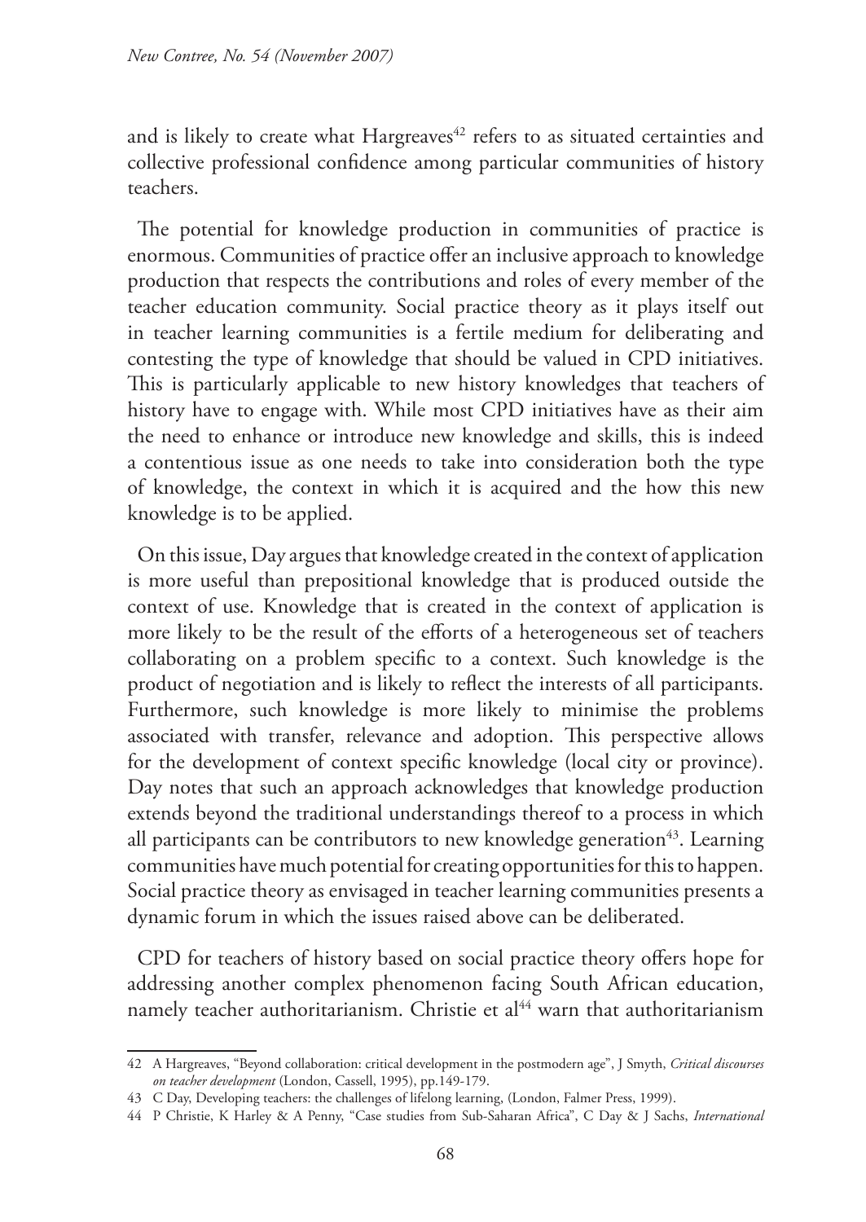and is likely to create what Hargreaves[42] refers to as situated certainties and collective professional confidence among particular communities of history teachers.

The potential for knowledge production in communities of practice is enormous. Communities of practice offer an inclusive approach to knowledge production that respects the contributions and roles of every member of the teacher education community. Social practice theory as it plays itself out in teacher learning communities is a fertile medium for deliberating and contesting the type of knowledge that should be valued in CPD initiatives. This is particularly applicable to new history knowledges that teachers of history have to engage with. While most CPD initiatives have as their aim the need to enhance or introduce new knowledge and skills, this is indeed a contentious issue as one needs to take into consideration both the type of knowledge, the context in which it is acquired and the how this new knowledge is to be applied.

On this issue, Day argues that knowledge created in the context of application is more useful than prepositional knowledge that is produced outside the context of use. Knowledge that is created in the context of application is more likely to be the result of the efforts of a heterogeneous set of teachers collaborating on a problem specific to a context. Such knowledge is the product of negotiation and is likely to reflect the interests of all participants. Furthermore, such knowledge is more likely to minimise the problems associated with transfer, relevance and adoption. This perspective allows for the development of context specific knowledge (local city or province). Day notes that such an approach acknowledges that knowledge production extends beyond the traditional understandings thereof to a process in which all participants can be contributors to new knowledge generation[43]. Learning communities have much potential for creating opportunities for this to happen. Social practice theory as envisaged in teacher learning communities presents a dynamic forum in which the issues raised above can be deliberated.

CPD for teachers of history based on social practice theory offers hope for addressing another complex phenomenon facing South African education, namely teacher authoritarianism. Christie et al[44] warn that authoritarianism

---

42 A Hargreaves, "Beyond collaboration: critical development in the postmodern age", J Smyth, *Critical discourses on teacher development* (London, Cassell, 1995), pp.149-179.

43 C Day, Developing teachers: the challenges of lifelong learning, (London, Falmer Press, 1999).

44 P Christie, K Harley & A Penny, "Case studies from Sub-Saharan Africa", C Day & J Sachs, *International*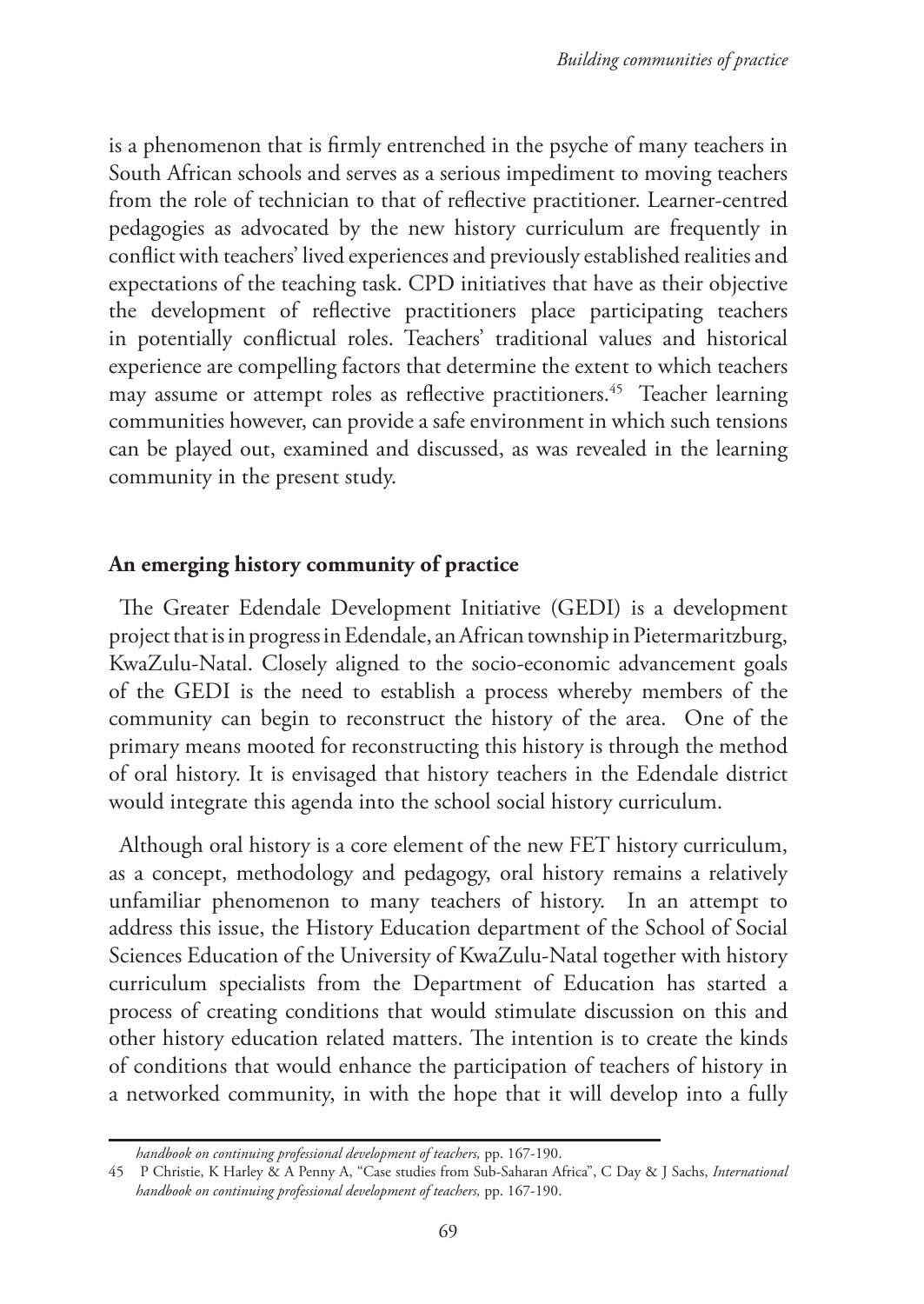is a phenomenon that is firmly entrenched in the psyche of many teachers in South African schools and serves as a serious impediment to moving teachers from the role of technician to that of reflective practitioner. Learner-centred pedagogies as advocated by the new history curriculum are frequently in conflict with teachers' lived experiences and previously established realities and expectations of the teaching task. CPD initiatives that have as their objective the development of reflective practitioners place participating teachers in potentially conflictual roles. Teachers' traditional values and historical experience are compelling factors that determine the extent to which teachers may assume or attempt roles as reflective practitioners.[45] Teacher learning communities however, can provide a safe environment in which such tensions can be played out, examined and discussed, as was revealed in the learning community in the present study.

## An emerging history community of practice

The Greater Edendale Development Initiative (GEDI) is a development project that is in progress in Edendale, an African township in Pietermaritzburg, KwaZulu-Natal. Closely aligned to the socio-economic advancement goals of the GEDI is the need to establish a process whereby members of the community can begin to reconstruct the history of the area. One of the primary means mooted for reconstructing this history is through the method of oral history. It is envisaged that history teachers in the Edendale district would integrate this agenda into the school social history curriculum.

Although oral history is a core element of the new FET history curriculum, as a concept, methodology and pedagogy, oral history remains a relatively unfamiliar phenomenon to many teachers of history. In an attempt to address this issue, the History Education department of the School of Social Sciences Education of the University of KwaZulu-Natal together with history curriculum specialists from the Department of Education has started a process of creating conditions that would stimulate discussion on this and other history education related matters. The intention is to create the kinds of conditions that would enhance the participation of teachers of history in a networked community, in with the hope that it will develop into a fully

---

*handbook on continuing professional development of teachers,* pp. 167-190.

45 P Christie, K Harley & A Penny A, "Case studies from Sub-Saharan Africa", C Day & J Sachs, *International handbook on continuing professional development of teachers,* pp. 167-190.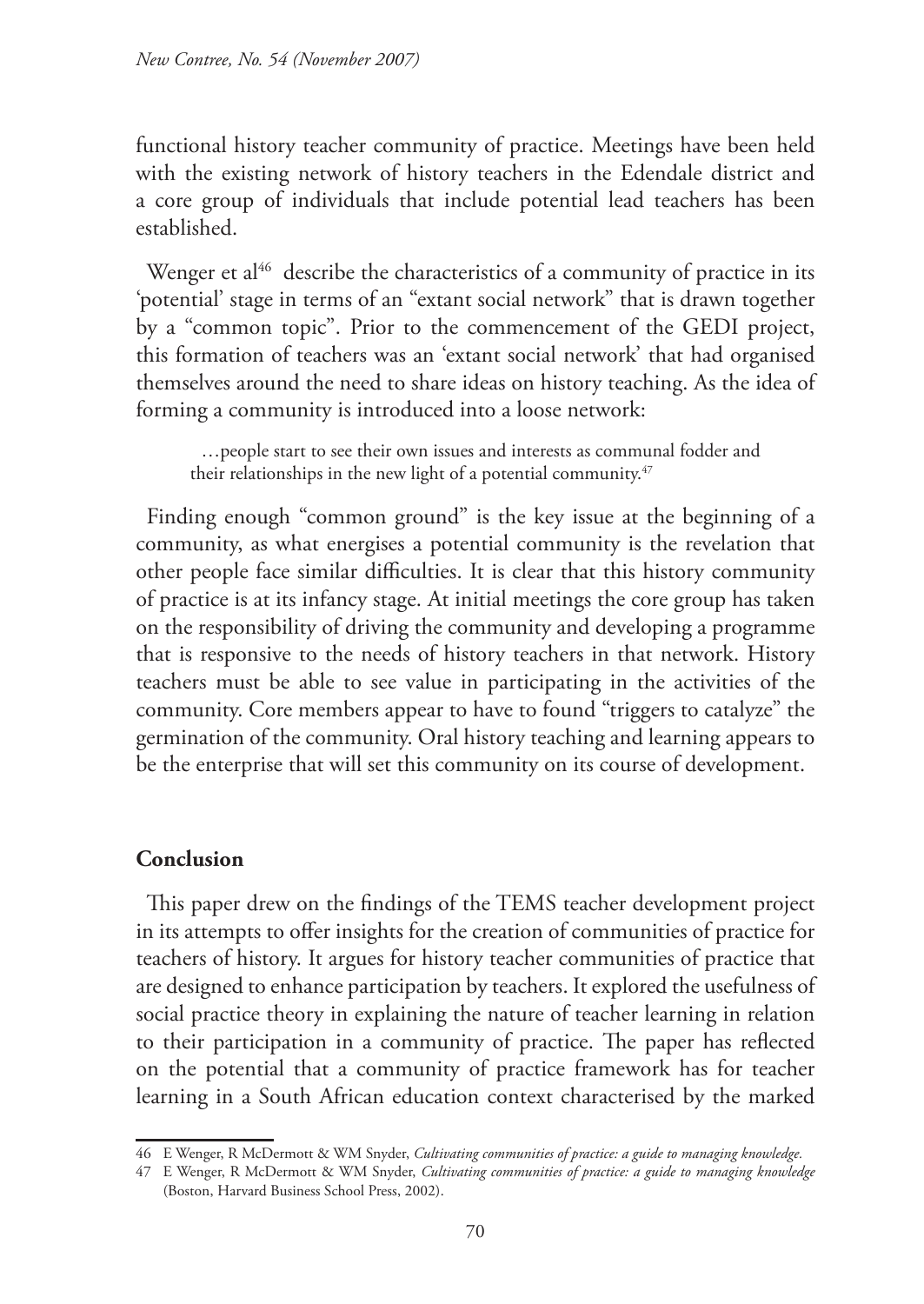functional history teacher community of practice. Meetings have been held with the existing network of history teachers in the Edendale district and a core group of individuals that include potential lead teachers has been established.

Wenger et al[46] describe the characteristics of a community of practice in its 'potential' stage in terms of an "extant social network" that is drawn together by a "common topic". Prior to the commencement of the GEDI project, this formation of teachers was an 'extant social network' that had organised themselves around the need to share ideas on history teaching. As the idea of forming a community is introduced into a loose network:

> …people start to see their own issues and interests as communal fodder and their relationships in the new light of a potential community.[47]

Finding enough "common ground" is the key issue at the beginning of a community, as what energises a potential community is the revelation that other people face similar difficulties. It is clear that this history community of practice is at its infancy stage. At initial meetings the core group has taken on the responsibility of driving the community and developing a programme that is responsive to the needs of history teachers in that network. History teachers must be able to see value in participating in the activities of the community. Core members appear to have to found "triggers to catalyze" the germination of the community. Oral history teaching and learning appears to be the enterprise that will set this community on its course of development.

## Conclusion

This paper drew on the findings of the TEMS teacher development project in its attempts to offer insights for the creation of communities of practice for teachers of history. It argues for history teacher communities of practice that are designed to enhance participation by teachers. It explored the usefulness of social practice theory in explaining the nature of teacher learning in relation to their participation in a community of practice. The paper has reflected on the potential that a community of practice framework has for teacher learning in a South African education context characterised by the marked

46 E Wenger, R McDermott & WM Snyder, *Cultivating communities of practice: a guide to managing knowledge.*

47 E Wenger, R McDermott & WM Snyder, *Cultivating communities of practice: a guide to managing knowledge* (Boston, Harvard Business School Press, 2002).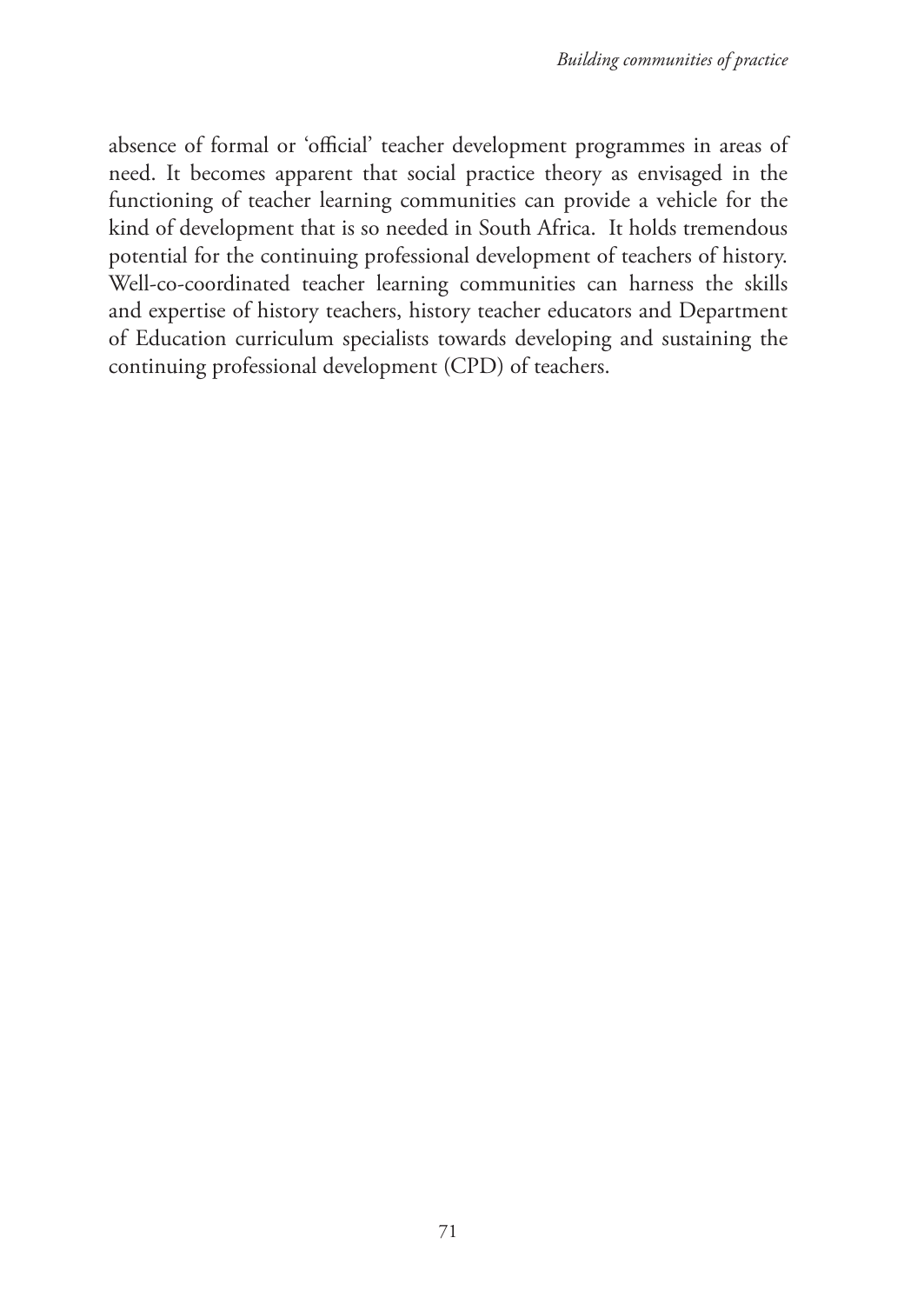absence of formal or 'official' teacher development programmes in areas of need. It becomes apparent that social practice theory as envisaged in the functioning of teacher learning communities can provide a vehicle for the kind of development that is so needed in South Africa. It holds tremendous potential for the continuing professional development of teachers of history. Well-co-coordinated teacher learning communities can harness the skills and expertise of history teachers, history teacher educators and Department of Education curriculum specialists towards developing and sustaining the continuing professional development (CPD) of teachers.